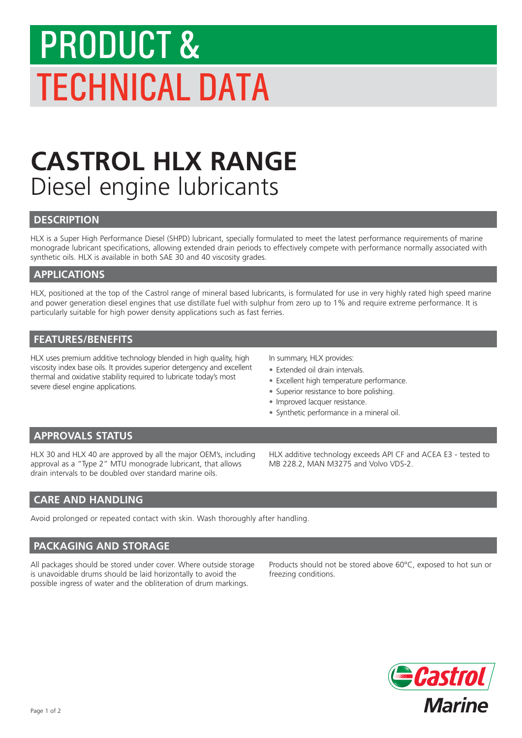# PRODUCT & TECHNICAL DATA

# CASTROL HLX RANGE
Diesel engine lubricants

## DESCRIPTION

HLX is a Super High Performance Diesel (SHPD) lubricant, specially formulated to meet the latest performance requirements of marine monograde lubricant specifications, allowing extended drain periods to effectively compete with performance normally associated with synthetic oils. HLX is available in both SAE 30 and 40 viscosity grades.

## APPLICATIONS

HLX, positioned at the top of the Castrol range of mineral based lubricants, is formulated for use in very highly rated high speed marine and power generation diesel engines that use distillate fuel with sulphur from zero up to 1% and require extreme performance. It is particularly suitable for high power density applications such as fast ferries.

## FEATURES/BENEFITS

HLX uses premium additive technology blended in high quality, high viscosity index base oils. It provides superior detergency and excellent thermal and oxidative stability required to lubricate today's most severe diesel engine applications.

In summary, HLX provides:

- Extended oil drain intervals.
- Excellent high temperature performance.
- Superior resistance to bore polishing.
- Improved lacquer resistance.
- Synthetic performance in a mineral oil.

## APPROVALS STATUS

HLX 30 and HLX 40 are approved by all the major OEM's, including approval as a "Type 2" MTU monograde lubricant, that allows drain intervals to be doubled over standard marine oils.

HLX additive technology exceeds API CF and ACEA E3 - tested to MB 228.2, MAN M3275 and Volvo VDS-2.

## CARE AND HANDLING

Avoid prolonged or repeated contact with skin. Wash thoroughly after handling.

## PACKAGING AND STORAGE

All packages should be stored under cover. Where outside storage is unavoidable drums should be laid horizontally to avoid the possible ingress of water and the obliteration of drum markings.

Products should not be stored above 60°C, exposed to hot sun or freezing conditions.

Castrol Marine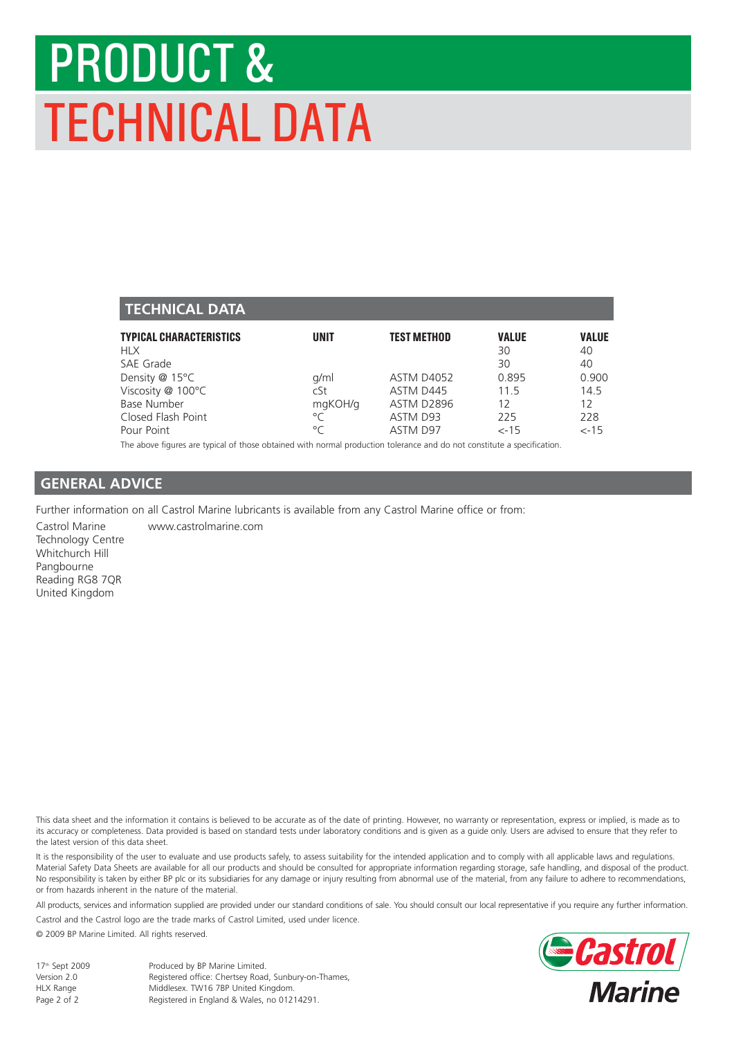# PRODUCT &
# TECHNICAL DATA

## TECHNICAL DATA

| TYPICAL CHARACTERISTICS | UNIT | TEST METHOD | VALUE | VALUE |
|---|---|---|---|---|
| HLX | | | 30 | 40 |
| SAE Grade | | | 30 | 40 |
| Density @ 15°C | g/ml | ASTM D4052 | 0.895 | 0.900 |
| Viscosity @ 100°C | cSt | ASTM D445 | 11.5 | 14.5 |
| Base Number | mgKOH/g | ASTM D2896 | 12 | 12 |
| Closed Flash Point | °C | ASTM D93 | 225 | 228 |
| Pour Point | °C | ASTM D97 | <-15 | <-15 |

The above figures are typical of those obtained with normal production tolerance and do not constitute a specification.

## GENERAL ADVICE

Further information on all Castrol Marine lubricants is available from any Castrol Marine office or from:

Castrol Marine
Technology Centre
Whitchurch Hill
Pangbourne
Reading RG8 7QR
United Kingdom

www.castrolmarine.com

This data sheet and the information it contains is believed to be accurate as of the date of printing. However, no warranty or representation, express or implied, is made as to its accuracy or completeness. Data provided is based on standard tests under laboratory conditions and is given as a guide only. Users are advised to ensure that they refer to the latest version of this data sheet.

It is the responsibility of the user to evaluate and use products safely, to assess suitability for the intended application and to comply with all applicable laws and regulations. Material Safety Data Sheets are available for all our products and should be consulted for appropriate information regarding storage, safe handling, and disposal of the product. No responsibility is taken by either BP plc or its subsidiaries for any damage or injury resulting from abnormal use of the material, from any failure to adhere to recommendations, or from hazards inherent in the nature of the material.

All products, services and information supplied are provided under our standard conditions of sale. You should consult our local representative if you require any further information.

Castrol and the Castrol logo are the trade marks of Castrol Limited, used under licence.

© 2009 BP Marine Limited. All rights reserved.

17th Sept 2009
Version 2.0
HLX Range

Produced by BP Marine Limited.
Registered office: Chertsey Road, Sunbury-on-Thames, Middlesex. TW16 7BP United Kingdom.
Registered in England & Wales, no 01214291.

Castrol Marine